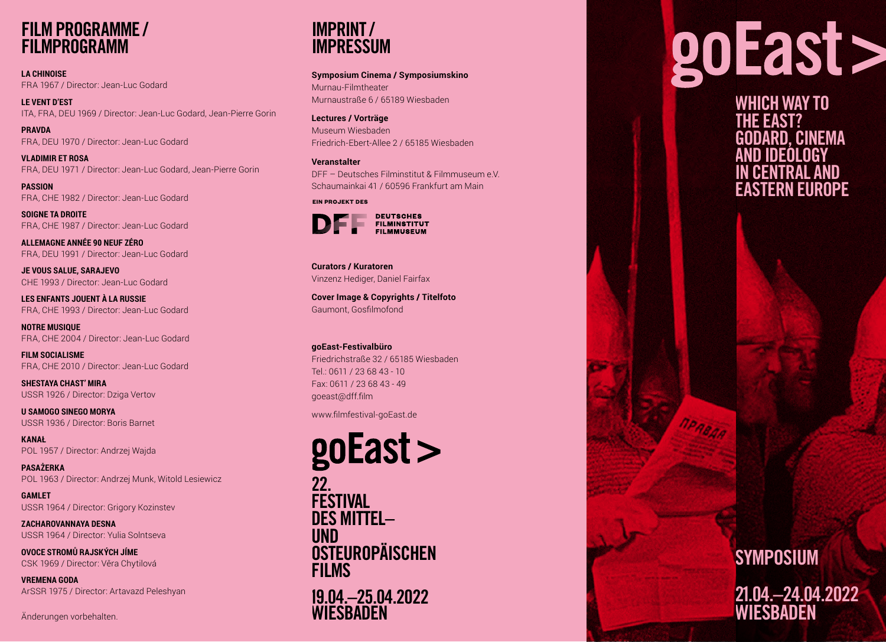# FILM PROGRAMME / FILMPROGRAMM

**LA CHINOISE**
FRA 1967 / Director: Jean-Luc Godard

**LE VENT D'EST**
ITA, FRA, DEU 1969 / Director: Jean-Luc Godard, Jean-Pierre Gorin

**PRAVDA**
FRA, DEU 1970 / Director: Jean-Luc Godard

**VLADIMIR ET ROSA**
FRA, DEU 1971 / Director: Jean-Luc Godard, Jean-Pierre Gorin

**PASSION**
FRA, CHE 1982 / Director: Jean-Luc Godard

**SOIGNE TA DROITE**
FRA, CHE 1987 / Director: Jean-Luc Godard

**ALLEMAGNE ANNÉE 90 NEUF ZÉRO**
FRA, DEU 1991 / Director: Jean-Luc Godard

**JE VOUS SALUE, SARAJEVO**
CHE 1993 / Director: Jean-Luc Godard

**LES ENFANTS JOUENT À LA RUSSIE**
FRA, CHE 1993 / Director: Jean-Luc Godard

**NOTRE MUSIQUE**
FRA, CHE 2004 / Director: Jean-Luc Godard

**FILM SOCIALISME**
FRA, CHE 2010 / Director: Jean-Luc Godard

**SHESTAYA CHAST' MIRA**
USSR 1926 / Director: Dziga Vertov

**U SAMOGO SINEGO MORYA**
USSR 1936 / Director: Boris Barnet

**KANAŁ**
POL 1957 / Director: Andrzej Wajda

**PASAŻERKA**
POL 1963 / Director: Andrzej Munk, Witold Lesiewicz

**GAMLET**
USSR 1964 / Director: Grigory Kozinstev

**ZACHAROVANNAYA DESNA**
USSR 1964 / Director: Yulia Solntseva

**OVOCE STROMŮ RAJSKÝCH JÍME**
CSK 1969 / Director: Věra Chytilová

**VREMENA GODA**
ArSSR 1975 / Director: Artavazd Peleshyan

Änderungen vorbehalten.

# IMPRINT / IMPRESSUM

**Symposium Cinema / Symposiumskino**
Murnau-Filmtheater
Murnaustraße 6 / 65189 Wiesbaden

**Lectures / Vorträge**
Museum Wiesbaden
Friedrich-Ebert-Allee 2 / 65185 Wiesbaden

**Veranstalter**
DFF – Deutsches Filminstitut & Filmmuseum e.V.
Schaumainkai 41 / 60596 Frankfurt am Main

EIN PROJEKT DES
DFF DEUTSCHES FILMINSTITUT FILMMUSEUM

**Curators / Kuratoren**
Vinzenz Hediger, Daniel Fairfax

**Cover Image & Copyrights / Titelfoto**
Gaumont, Gosfilmofond

**goEast-Festivalbüro**
Friedrichstraße 32 / 65185 Wiesbaden
Tel.: 0611 / 23 68 43 - 10
Fax: 0611 / 23 68 43 - 49
goeast@dff.film

www.filmfestival-goEast.de

**goEast >**

**22. FESTIVAL DES MITTEL– UND OSTEUROPÄISCHEN FILMS**

**19.04.–25.04.2022 WIESBADEN**

# goEast >

## WHICH WAY TO THE EAST? GODARD, CINEMA AND IDEOLOGY IN CENTRAL AND EASTERN EUROPE

## SYMPOSIUM

**21.04.–24.04.2022 WIESBADEN**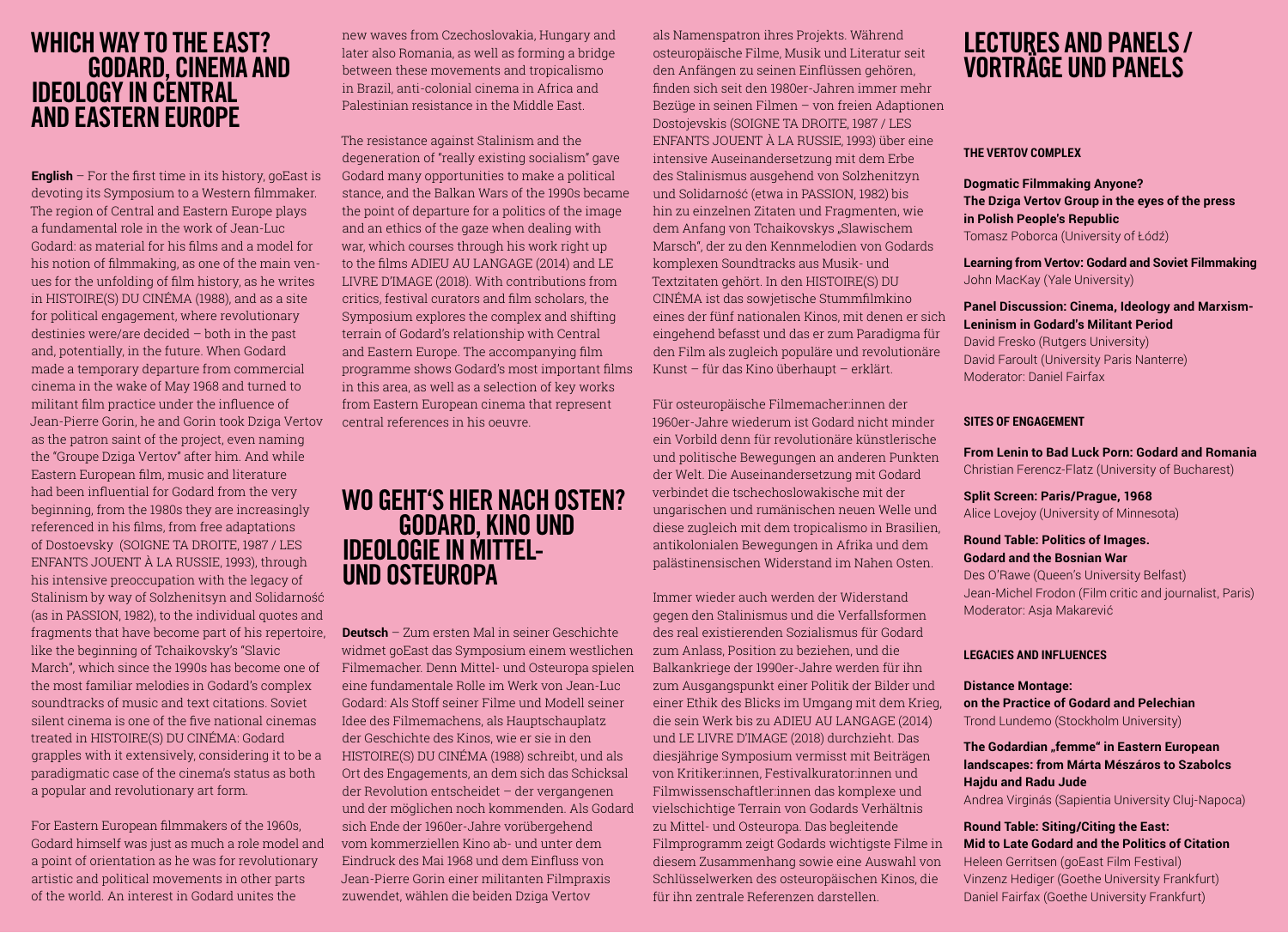# WHICH WAY TO THE EAST? GODARD, CINEMA AND IDEOLOGY IN CENTRAL AND EASTERN EUROPE

**English** – For the first time in its history, goEast is devoting its Symposium to a Western filmmaker. The region of Central and Eastern Europe plays a fundamental role in the work of Jean-Luc Godard: as material for his films and a model for his notion of filmmaking, as one of the main venues for the unfolding of film history, as he writes in HISTOIRE(S) DU CINÉMA (1988), and as a site for political engagement, where revolutionary destinies were/are decided – both in the past and, potentially, in the future. When Godard made a temporary departure from commercial cinema in the wake of May 1968 and turned to militant film practice under the influence of Jean-Pierre Gorin, he and Gorin took Dziga Vertov as the patron saint of the project, even naming the "Groupe Dziga Vertov" after him. And while Eastern European film, music and literature had been influential for Godard from the very beginning, from the 1980s they are increasingly referenced in his films, from free adaptations of Dostoevsky (SOIGNE TA DROITE, 1987 / LES ENFANTS JOUENT À LA RUSSIE, 1993), through his intensive preoccupation with the legacy of Stalinism by way of Solzhenitsyn and Solidarność (as in PASSION, 1982), to the individual quotes and fragments that have become part of his repertoire, like the beginning of Tchaikovsky's "Slavic March", which since the 1990s has become one of the most familiar melodies in Godard's complex soundtracks of music and text citations. Soviet silent cinema is one of the five national cinemas treated in HISTOIRE(S) DU CINÉMA: Godard grapples with it extensively, considering it to be a paradigmatic case of the cinema's status as both a popular and revolutionary art form.

For Eastern European filmmakers of the 1960s, Godard himself was just as much a role model and a point of orientation as he was for revolutionary artistic and political movements in other parts of the world. An interest in Godard unites the new waves from Czechoslovakia, Hungary and later also Romania, as well as forming a bridge between these movements and tropicalismo in Brazil, anti-colonial cinema in Africa and Palestinian resistance in the Middle East.

The resistance against Stalinism and the degeneration of "really existing socialism" gave Godard many opportunities to make a political stance, and the Balkan Wars of the 1990s became the point of departure for a politics of the image and an ethics of the gaze when dealing with war, which courses through his work right up to the films ADIEU AU LANGAGE (2014) and LE LIVRE D'IMAGE (2018). With contributions from critics, festival curators and film scholars, the Symposium explores the complex and shifting terrain of Godard's relationship with Central and Eastern Europe. The accompanying film programme shows Godard's most important films in this area, as well as a selection of key works from Eastern European cinema that represent central references in his oeuvre.

# WO GEHT'S HIER NACH OSTEN? GODARD, KINO UND IDEOLOGIE IN MITTEL- UND OSTEUROPA

**Deutsch** – Zum ersten Mal in seiner Geschichte widmet goEast das Symposium einem westlichen Filmemacher. Denn Mittel- und Osteuropa spielen eine fundamentale Rolle im Werk von Jean-Luc Godard: Als Stoff seiner Filme und Modell seiner Idee des Filmemachens, als Hauptschauplatz der Geschichte des Kinos, wie er sie in den HISTOIRE(S) DU CINÉMA (1988) schreibt, und als Ort des Engagements, an dem sich das Schicksal der Revolution entscheidet – der vergangenen und der möglichen noch kommenden. Als Godard sich Ende der 1960er-Jahre vorübergehend vom kommerziellen Kino ab- und unter dem Eindruck des Mai 1968 und dem Einfluss von Jean-Pierre Gorin einer militanten Filmpraxis zuwendet, wählen die beiden Dziga Vertov als Namenspatron ihres Projekts. Während osteuropäische Filme, Musik und Literatur seit den Anfängen zu seinen Einflüssen gehören, finden sich seit den 1980er-Jahren immer mehr Bezüge in seinen Filmen – von freien Adaptionen Dostojevskis (SOIGNE TA DROITE, 1987 / LES ENFANTS JOUENT À LA RUSSIE, 1993) über eine intensive Auseinandersetzung mit dem Erbe des Stalinismus ausgehend von Solzhenitzyn und Solidarność (etwa in PASSION, 1982) bis hin zu einzelnen Zitaten und Fragmenten, wie dem Anfang von Tchaikovskys „Slawischem Marsch", der zu den Kennmelodien von Godards komplexen Soundtracks aus Musik- und Textzitaten gehört. In den HISTOIRE(S) DU CINÉMA ist das sowjetische Stummfilmkino eines der fünf nationalen Kinos, mit denen er sich eingehend befasst und das er zum Paradigma für den Film als zugleich populäre und revolutionäre Kunst – für das Kino überhaupt – erklärt.

Für osteuropäische Filmemacher:innen der 1960er-Jahre wiederum ist Godard nicht minder ein Vorbild denn für revolutionäre künstlerische und politische Bewegungen an anderen Punkten der Welt. Die Auseinandersetzung mit Godard verbindet die tschechoslowakische mit der ungarischen und rumänischen neuen Welle und diese zugleich mit dem tropicalismo in Brasilien, antikolonialen Bewegungen in Afrika und dem palästinensischen Widerstand im Nahen Osten.

Immer wieder auch werden der Widerstand gegen den Stalinismus und die Verfallsformen des real existierenden Sozialismus für Godard zum Anlass, Position zu beziehen, und die Balkankriege der 1990er-Jahre werden für ihn zum Ausgangspunkt einer Politik der Bilder und einer Ethik des Blicks im Umgang mit dem Krieg, die sein Werk bis zu ADIEU AU LANGAGE (2014) und LE LIVRE D'IMAGE (2018) durchzieht. Das diesjährige Symposium vermisst mit Beiträgen von Kritiker:innen, Festivalkurator:innen und Filmwissenschaftler:innen das komplexe und vielschichtige Terrain von Godards Verhältnis zu Mittel- und Osteuropa. Das begleitende Filmprogramm zeigt Godards wichtigste Filme in diesem Zusammenhang sowie eine Auswahl von Schlüsselwerken des osteuropäischen Kinos, die für ihn zentrale Referenzen darstellen.

# LECTURES AND PANELS / VORTRÄGE UND PANELS

## THE VERTOV COMPLEX

**Dogmatic Filmmaking Anyone? The Dziga Vertov Group in the eyes of the press in Polish People's Republic**
Tomasz Poborca (University of Łódź)

**Learning from Vertov: Godard and Soviet Filmmaking**
John MacKay (Yale University)

**Panel Discussion: Cinema, Ideology and Marxism-Leninism in Godard's Militant Period**
David Fresko (Rutgers University)
David Faroult (University Paris Nanterre)
Moderator: Daniel Fairfax

## SITES OF ENGAGEMENT

**From Lenin to Bad Luck Porn: Godard and Romania**
Christian Ferencz-Flatz (University of Bucharest)

**Split Screen: Paris/Prague, 1968**
Alice Lovejoy (University of Minnesota)

**Round Table: Politics of Images. Godard and the Bosnian War**
Des O'Rawe (Queen's University Belfast)
Jean-Michel Frodon (Film critic and journalist, Paris)
Moderator: Asja Makarević

## LEGACIES AND INFLUENCES

**Distance Montage: on the Practice of Godard and Pelechian**
Trond Lundemo (Stockholm University)

**The Godardian „femme" in Eastern European landscapes: from Márta Mészáros to Szabolcs Hajdu and Radu Jude**
Andrea Virginás (Sapientia University Cluj-Napoca)

**Round Table: Siting/Citing the East: Mid to Late Godard and the Politics of Citation**
Heleen Gerritsen (goEast Film Festival)
Vinzenz Hediger (Goethe University Frankfurt)
Daniel Fairfax (Goethe University Frankfurt)